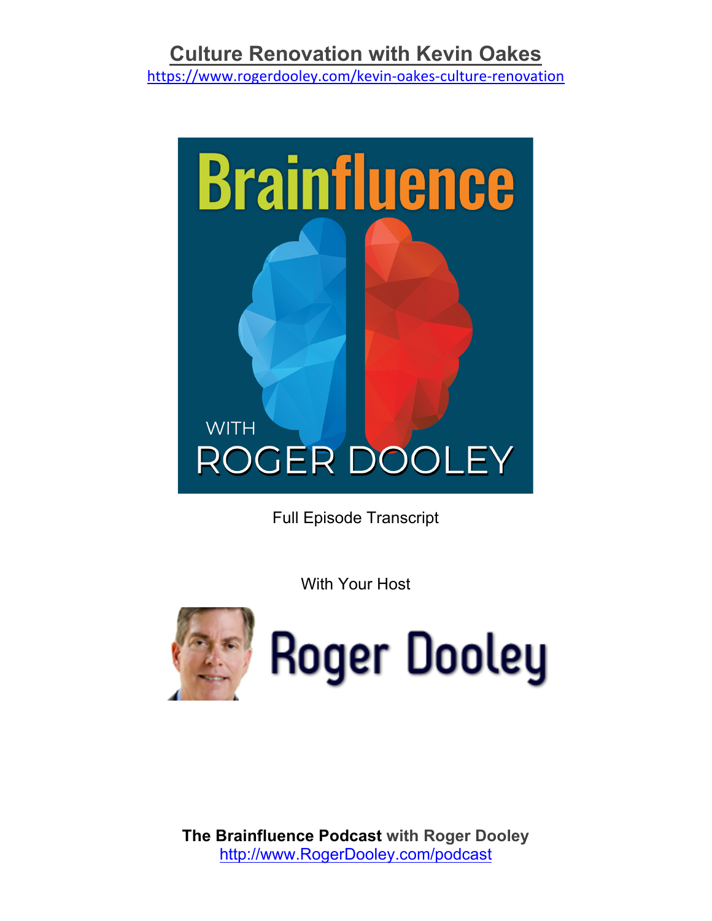# Culture Renovation with Kevin Oakes

https://www.rogerdooley.com/kevin-oakes-culture-renovation

Full Episode Transcript

With Your Host

**The Brainfluence Podcast** with Roger Dooley
http://www.RogerDooley.com/podcast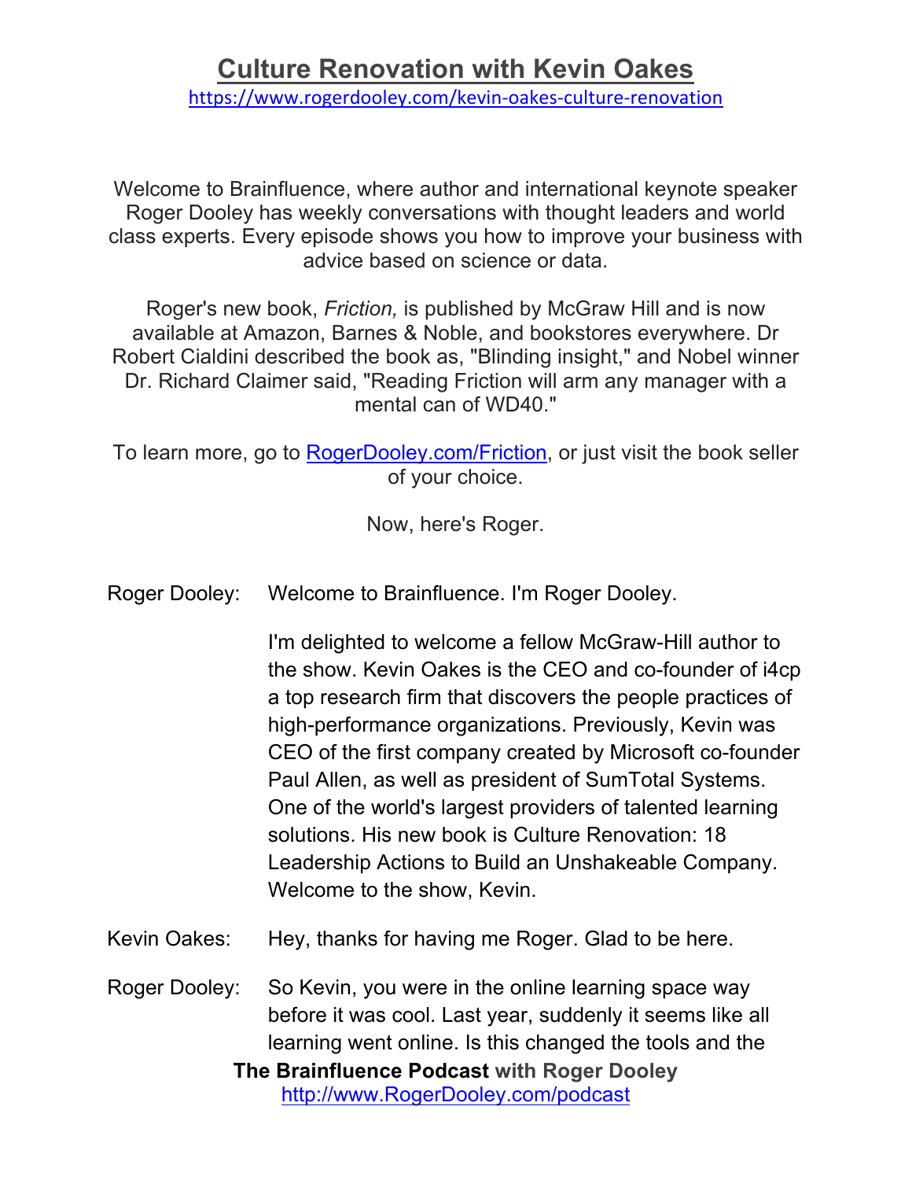# Culture Renovation with Kevin Oakes

https://www.rogerdooley.com/kevin-oakes-culture-renovation

Welcome to Brainfluence, where author and international keynote speaker Roger Dooley has weekly conversations with thought leaders and world class experts. Every episode shows you how to improve your business with advice based on science or data.

Roger's new book, *Friction,* is published by McGraw Hill and is now available at Amazon, Barnes & Noble, and bookstores everywhere. Dr Robert Cialdini described the book as, "Blinding insight," and Nobel winner Dr. Richard Claimer said, "Reading Friction will arm any manager with a mental can of WD40."

To learn more, go to [RogerDooley.com/Friction](RogerDooley.com/Friction), or just visit the book seller of your choice.

Now, here's Roger.

**Roger Dooley:** Welcome to Brainfluence. I'm Roger Dooley.

I'm delighted to welcome a fellow McGraw-Hill author to the show. Kevin Oakes is the CEO and co-founder of i4cp a top research firm that discovers the people practices of high-performance organizations. Previously, Kevin was CEO of the first company created by Microsoft co-founder Paul Allen, as well as president of SumTotal Systems. One of the world's largest providers of talented learning solutions. His new book is Culture Renovation: 18 Leadership Actions to Build an Unshakeable Company. Welcome to the show, Kevin.

**Kevin Oakes:** Hey, thanks for having me Roger. Glad to be here.

**Roger Dooley:** So Kevin, you were in the online learning space way before it was cool. Last year, suddenly it seems like all learning went online. Is this changed the tools and the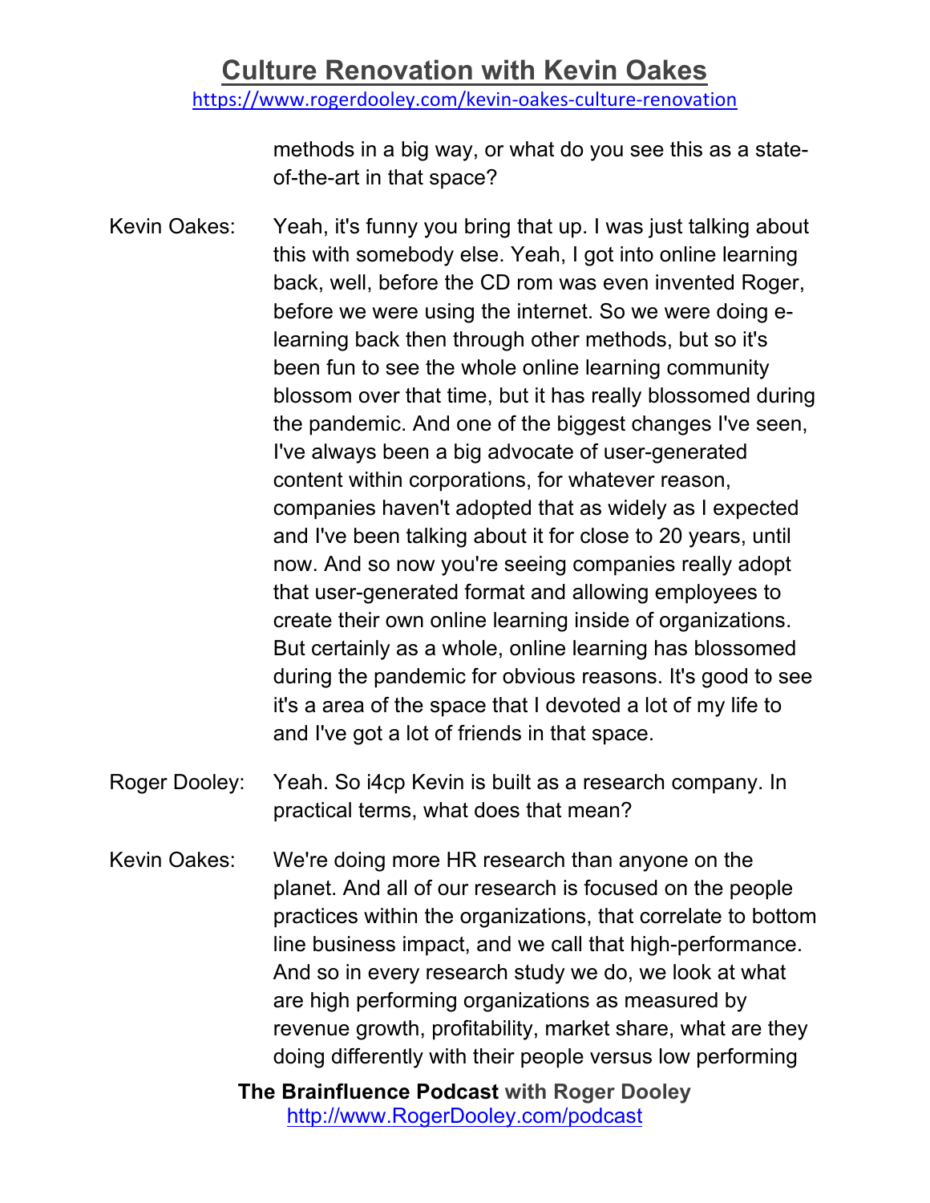methods in a big way, or what do you see this as a state-of-the-art in that space?

Kevin Oakes: Yeah, it's funny you bring that up. I was just talking about this with somebody else. Yeah, I got into online learning back, well, before the CD rom was even invented Roger, before we were using the internet. So we were doing e-learning back then through other methods, but so it's been fun to see the whole online learning community blossom over that time, but it has really blossomed during the pandemic. And one of the biggest changes I've seen, I've always been a big advocate of user-generated content within corporations, for whatever reason, companies haven't adopted that as widely as I expected and I've been talking about it for close to 20 years, until now. And so now you're seeing companies really adopt that user-generated format and allowing employees to create their own online learning inside of organizations. But certainly as a whole, online learning has blossomed during the pandemic for obvious reasons. It's good to see it's a area of the space that I devoted a lot of my life to and I've got a lot of friends in that space.

Roger Dooley: Yeah. So i4cp Kevin is built as a research company. In practical terms, what does that mean?

Kevin Oakes: We're doing more HR research than anyone on the planet. And all of our research is focused on the people practices within the organizations, that correlate to bottom line business impact, and we call that high-performance. And so in every research study we do, we look at what are high performing organizations as measured by revenue growth, profitability, market share, what are they doing differently with their people versus low performing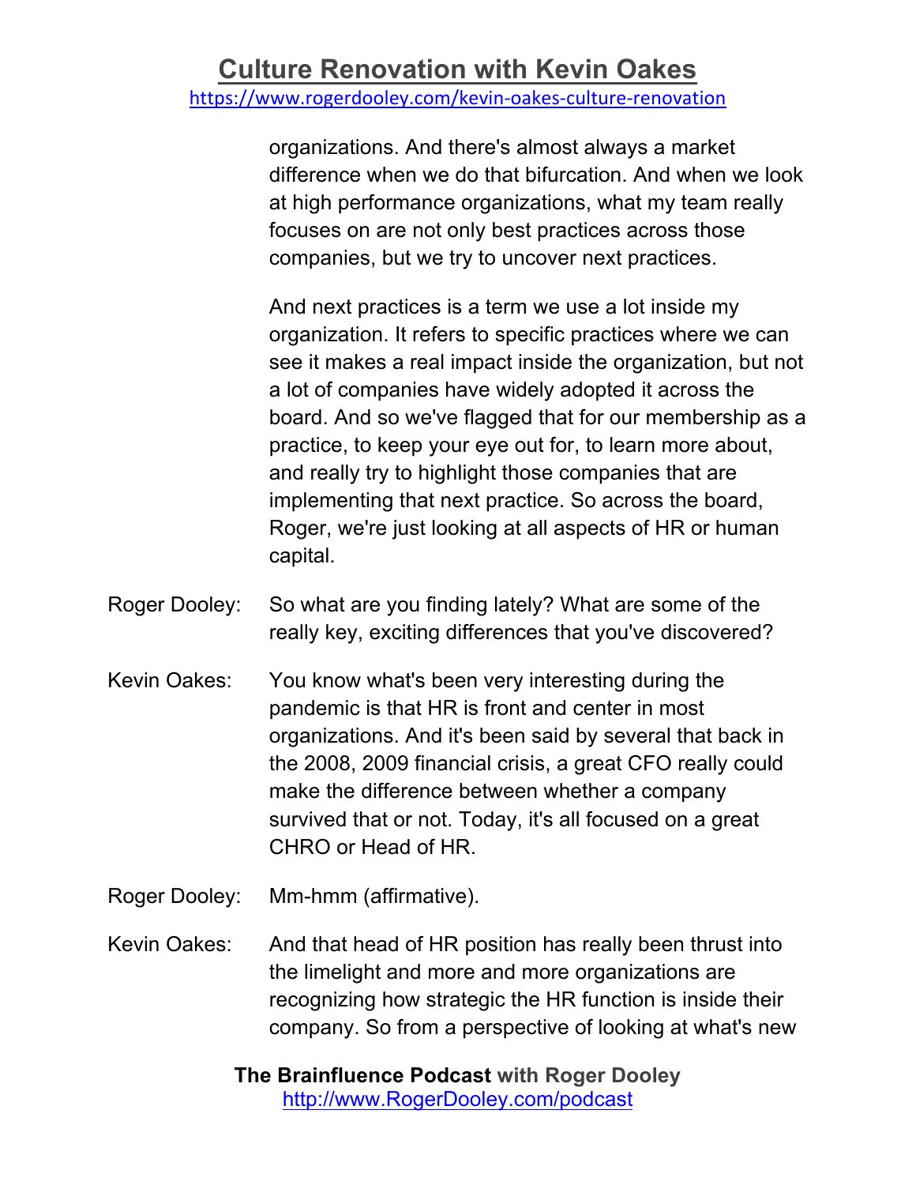organizations. And there's almost always a market difference when we do that bifurcation. And when we look at high performance organizations, what my team really focuses on are not only best practices across those companies, but we try to uncover next practices.

And next practices is a term we use a lot inside my organization. It refers to specific practices where we can see it makes a real impact inside the organization, but not a lot of companies have widely adopted it across the board. And so we've flagged that for our membership as a practice, to keep your eye out for, to learn more about, and really try to highlight those companies that are implementing that next practice. So across the board, Roger, we're just looking at all aspects of HR or human capital.

Roger Dooley: So what are you finding lately? What are some of the really key, exciting differences that you've discovered?

Kevin Oakes: You know what's been very interesting during the pandemic is that HR is front and center in most organizations. And it's been said by several that back in the 2008, 2009 financial crisis, a great CFO really could make the difference between whether a company survived that or not. Today, it's all focused on a great CHRO or Head of HR.

Roger Dooley: Mm-hmm (affirmative).

Kevin Oakes: And that head of HR position has really been thrust into the limelight and more and more organizations are recognizing how strategic the HR function is inside their company. So from a perspective of looking at what's new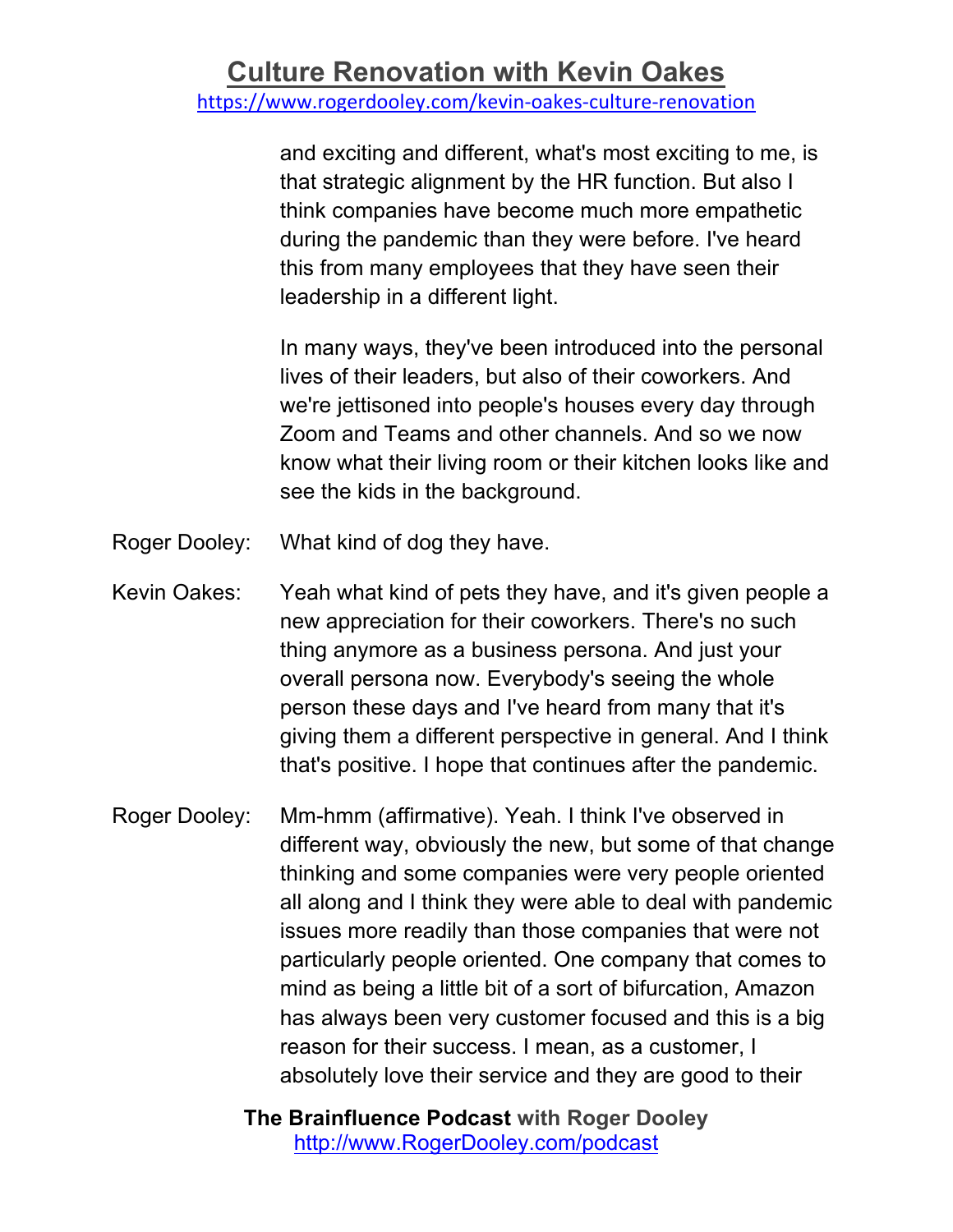and exciting and different, what's most exciting to me, is that strategic alignment by the HR function. But also I think companies have become much more empathetic during the pandemic than they were before. I've heard this from many employees that they have seen their leadership in a different light.

In many ways, they've been introduced into the personal lives of their leaders, but also of their coworkers. And we're jettisoned into people's houses every day through Zoom and Teams and other channels. And so we now know what their living room or their kitchen looks like and see the kids in the background.

Roger Dooley: What kind of dog they have.

Kevin Oakes: Yeah what kind of pets they have, and it's given people a new appreciation for their coworkers. There's no such thing anymore as a business persona. And just your overall persona now. Everybody's seeing the whole person these days and I've heard from many that it's giving them a different perspective in general. And I think that's positive. I hope that continues after the pandemic.

Roger Dooley: Mm-hmm (affirmative). Yeah. I think I've observed in different way, obviously the new, but some of that change thinking and some companies were very people oriented all along and I think they were able to deal with pandemic issues more readily than those companies that were not particularly people oriented. One company that comes to mind as being a little bit of a sort of bifurcation, Amazon has always been very customer focused and this is a big reason for their success. I mean, as a customer, I absolutely love their service and they are good to their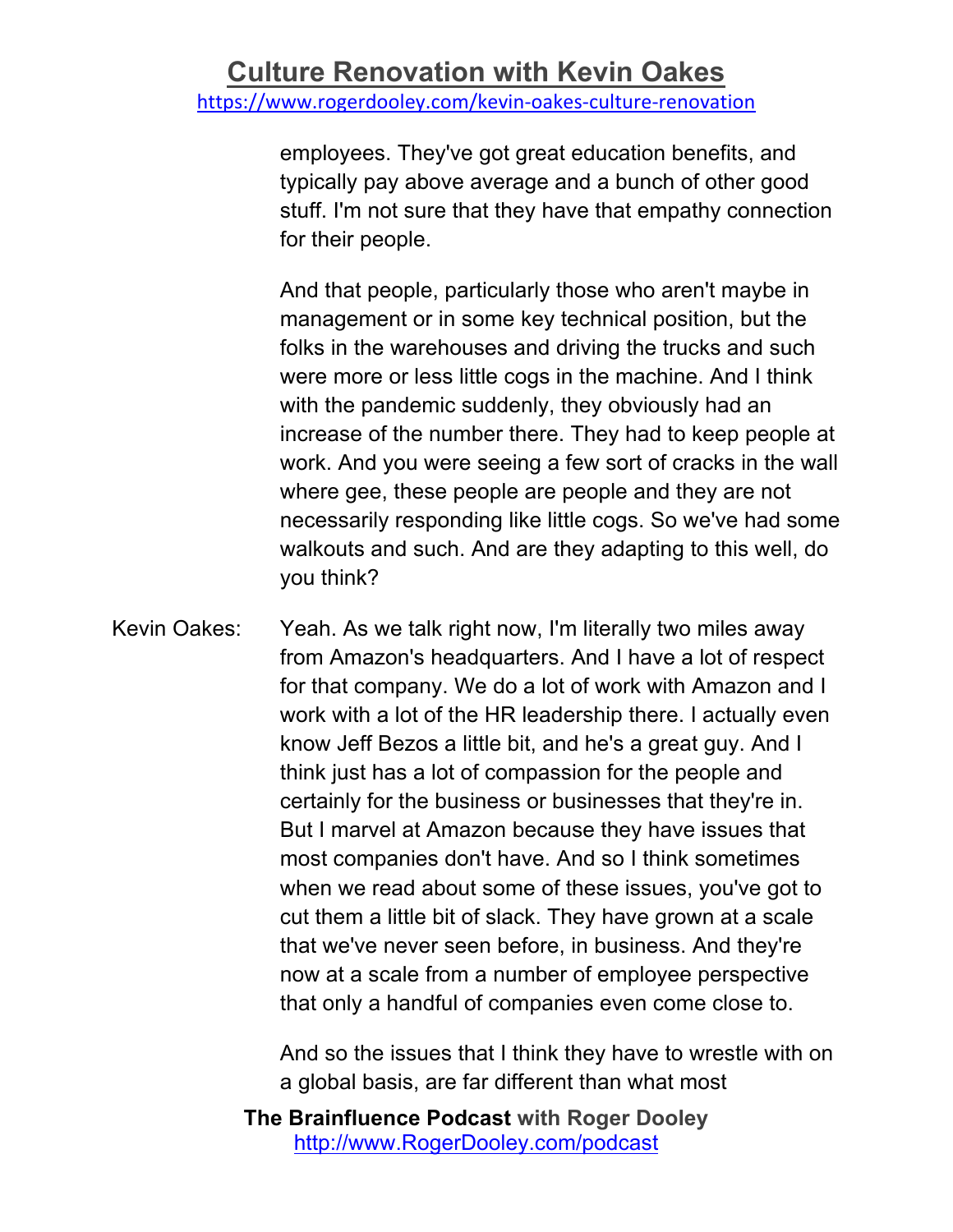employees. They've got great education benefits, and typically pay above average and a bunch of other good stuff. I'm not sure that they have that empathy connection for their people.

And that people, particularly those who aren't maybe in management or in some key technical position, but the folks in the warehouses and driving the trucks and such were more or less little cogs in the machine. And I think with the pandemic suddenly, they obviously had an increase of the number there. They had to keep people at work. And you were seeing a few sort of cracks in the wall where gee, these people are people and they are not necessarily responding like little cogs. So we've had some walkouts and such. And are they adapting to this well, do you think?

Kevin Oakes: Yeah. As we talk right now, I'm literally two miles away from Amazon's headquarters. And I have a lot of respect for that company. We do a lot of work with Amazon and I work with a lot of the HR leadership there. I actually even know Jeff Bezos a little bit, and he's a great guy. And I think just has a lot of compassion for the people and certainly for the business or businesses that they're in. But I marvel at Amazon because they have issues that most companies don't have. And so I think sometimes when we read about some of these issues, you've got to cut them a little bit of slack. They have grown at a scale that we've never seen before, in business. And they're now at a scale from a number of employee perspective that only a handful of companies even come close to.

And so the issues that I think they have to wrestle with on a global basis, are far different than what most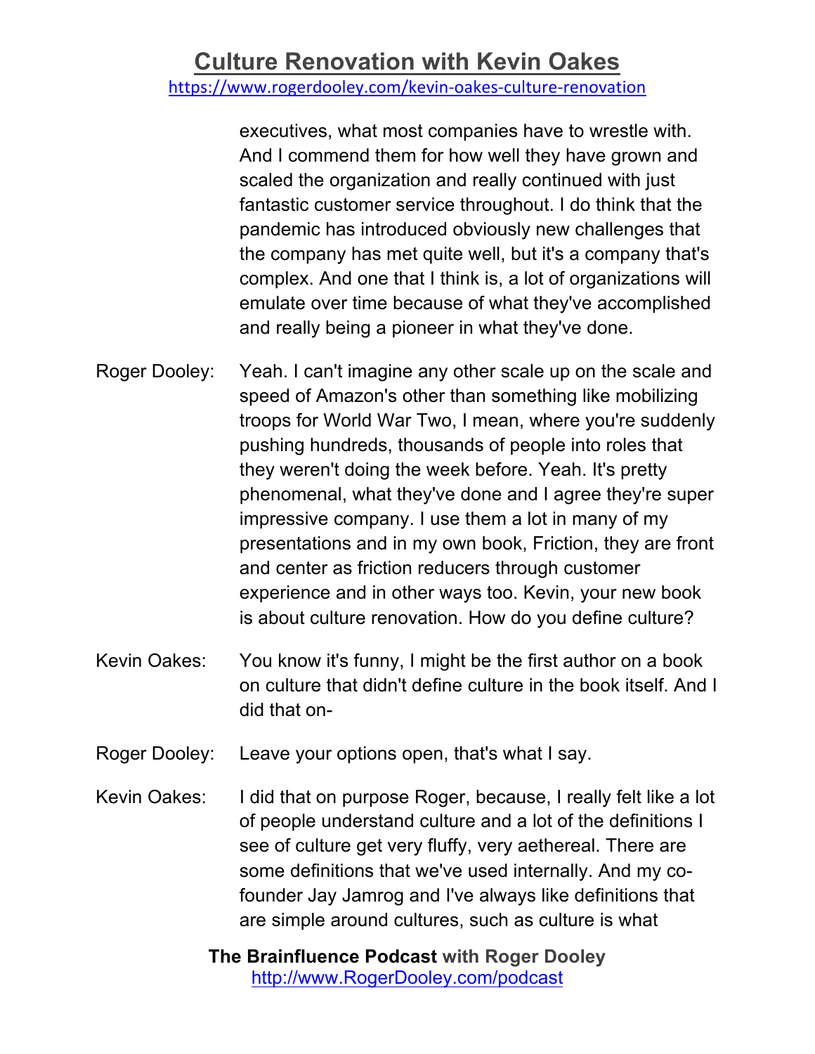executives, what most companies have to wrestle with. And I commend them for how well they have grown and scaled the organization and really continued with just fantastic customer service throughout. I do think that the pandemic has introduced obviously new challenges that the company has met quite well, but it's a company that's complex. And one that I think is, a lot of organizations will emulate over time because of what they've accomplished and really being a pioneer in what they've done.

Roger Dooley: Yeah. I can't imagine any other scale up on the scale and speed of Amazon's other than something like mobilizing troops for World War Two, I mean, where you're suddenly pushing hundreds, thousands of people into roles that they weren't doing the week before. Yeah. It's pretty phenomenal, what they've done and I agree they're super impressive company. I use them a lot in many of my presentations and in my own book, Friction, they are front and center as friction reducers through customer experience and in other ways too. Kevin, your new book is about culture renovation. How do you define culture?

Kevin Oakes: You know it's funny, I might be the first author on a book on culture that didn't define culture in the book itself. And I did that on-

Roger Dooley: Leave your options open, that's what I say.

Kevin Oakes: I did that on purpose Roger, because, I really felt like a lot of people understand culture and a lot of the definitions I see of culture get very fluffy, very aethereal. There are some definitions that we've used internally. And my co-founder Jay Jamrog and I've always like definitions that are simple around cultures, such as culture is what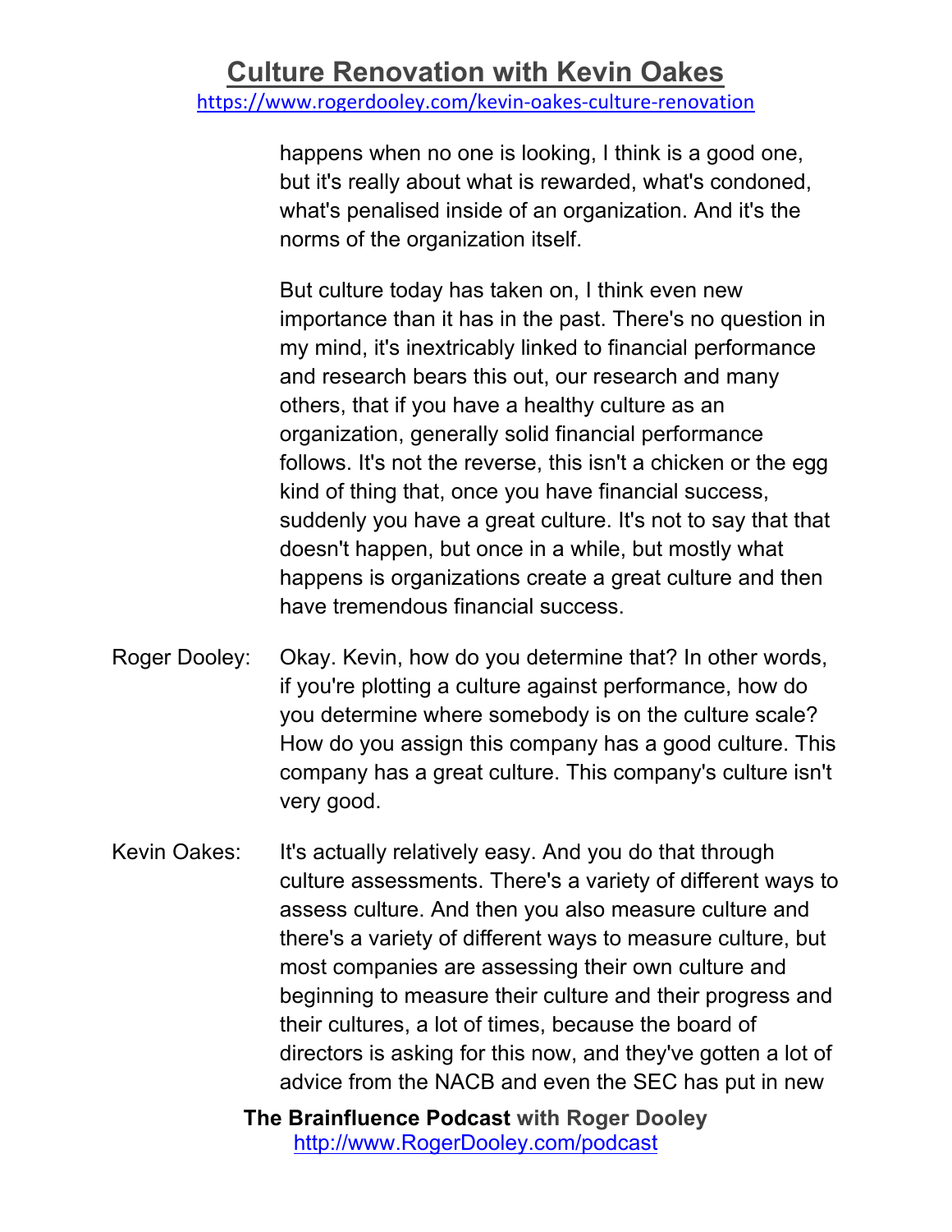happens when no one is looking, I think is a good one, but it's really about what is rewarded, what's condoned, what's penalised inside of an organization. And it's the norms of the organization itself.

But culture today has taken on, I think even new importance than it has in the past. There's no question in my mind, it's inextricably linked to financial performance and research bears this out, our research and many others, that if you have a healthy culture as an organization, generally solid financial performance follows. It's not the reverse, this isn't a chicken or the egg kind of thing that, once you have financial success, suddenly you have a great culture. It's not to say that that doesn't happen, but once in a while, but mostly what happens is organizations create a great culture and then have tremendous financial success.

Roger Dooley: Okay. Kevin, how do you determine that? In other words, if you're plotting a culture against performance, how do you determine where somebody is on the culture scale? How do you assign this company has a good culture. This company has a great culture. This company's culture isn't very good.

Kevin Oakes: It's actually relatively easy. And you do that through culture assessments. There's a variety of different ways to assess culture. And then you also measure culture and there's a variety of different ways to measure culture, but most companies are assessing their own culture and beginning to measure their culture and their progress and their cultures, a lot of times, because the board of directors is asking for this now, and they've gotten a lot of advice from the NACB and even the SEC has put in new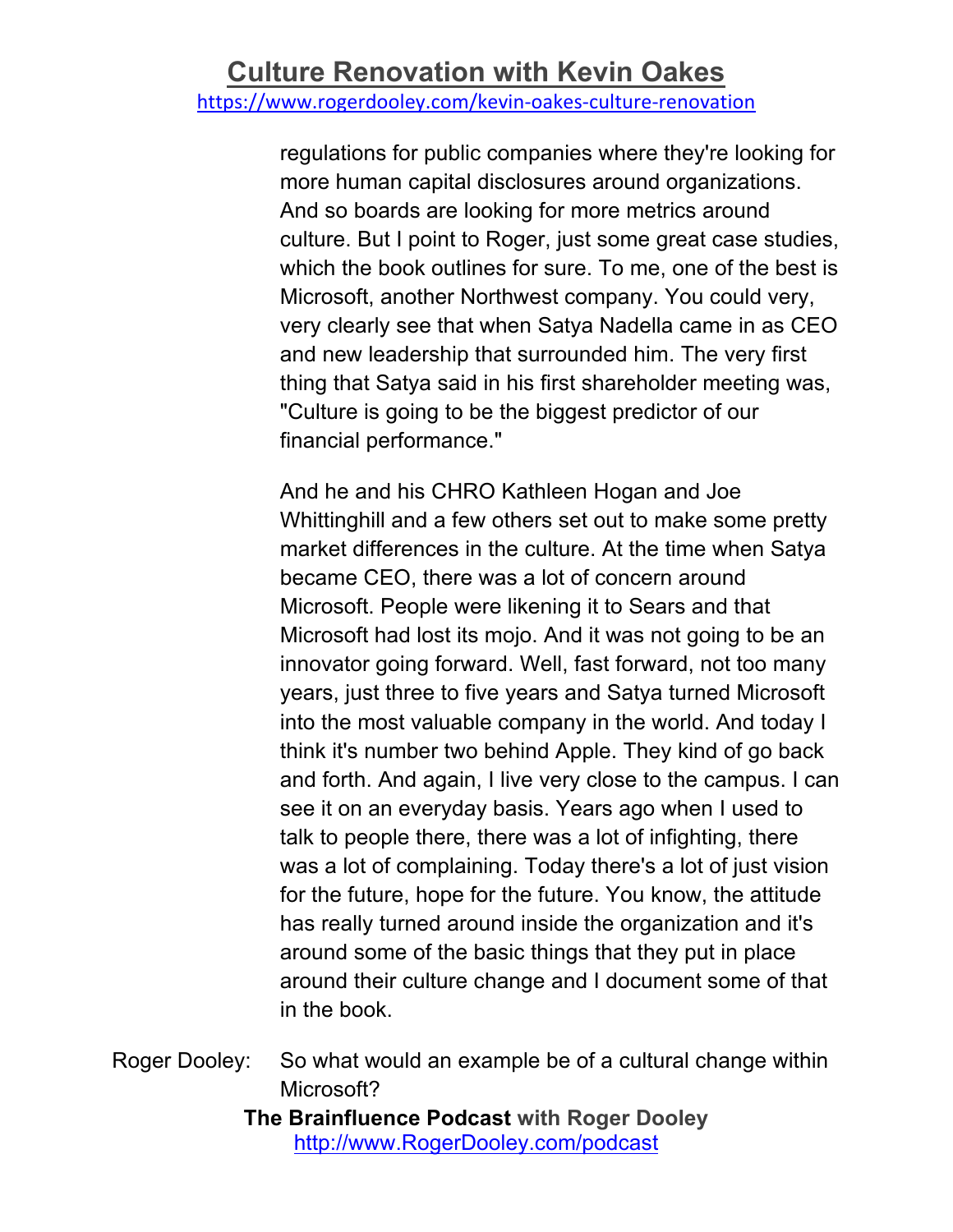regulations for public companies where they're looking for more human capital disclosures around organizations. And so boards are looking for more metrics around culture. But I point to Roger, just some great case studies, which the book outlines for sure. To me, one of the best is Microsoft, another Northwest company. You could very, very clearly see that when Satya Nadella came in as CEO and new leadership that surrounded him. The very first thing that Satya said in his first shareholder meeting was, "Culture is going to be the biggest predictor of our financial performance."

And he and his CHRO Kathleen Hogan and Joe Whittinghill and a few others set out to make some pretty market differences in the culture. At the time when Satya became CEO, there was a lot of concern around Microsoft. People were likening it to Sears and that Microsoft had lost its mojo. And it was not going to be an innovator going forward. Well, fast forward, not too many years, just three to five years and Satya turned Microsoft into the most valuable company in the world. And today I think it's number two behind Apple. They kind of go back and forth. And again, I live very close to the campus. I can see it on an everyday basis. Years ago when I used to talk to people there, there was a lot of infighting, there was a lot of complaining. Today there's a lot of just vision for the future, hope for the future. You know, the attitude has really turned around inside the organization and it's around some of the basic things that they put in place around their culture change and I document some of that in the book.

Roger Dooley: So what would an example be of a cultural change within Microsoft?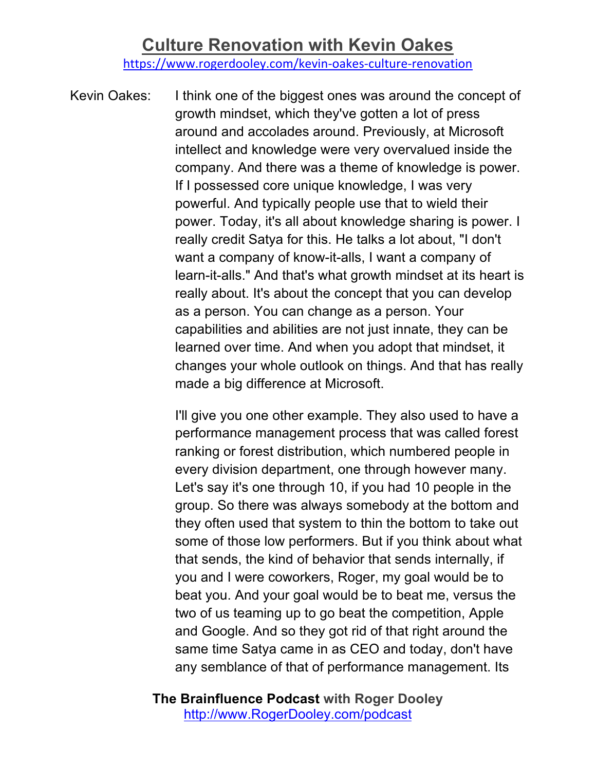Kevin Oakes: I think one of the biggest ones was around the concept of growth mindset, which they've gotten a lot of press around and accolades around. Previously, at Microsoft intellect and knowledge were very overvalued inside the company. And there was a theme of knowledge is power. If I possessed core unique knowledge, I was very powerful. And typically people use that to wield their power. Today, it's all about knowledge sharing is power. I really credit Satya for this. He talks a lot about, "I don't want a company of know-it-alls, I want a company of learn-it-alls." And that's what growth mindset at its heart is really about. It's about the concept that you can develop as a person. You can change as a person. Your capabilities and abilities are not just innate, they can be learned over time. And when you adopt that mindset, it changes your whole outlook on things. And that has really made a big difference at Microsoft.

I'll give you one other example. They also used to have a performance management process that was called forest ranking or forest distribution, which numbered people in every division department, one through however many. Let's say it's one through 10, if you had 10 people in the group. So there was always somebody at the bottom and they often used that system to thin the bottom to take out some of those low performers. But if you think about what that sends, the kind of behavior that sends internally, if you and I were coworkers, Roger, my goal would be to beat you. And your goal would be to beat me, versus the two of us teaming up to go beat the competition, Apple and Google. And so they got rid of that right around the same time Satya came in as CEO and today, don't have any semblance of that of performance management. Its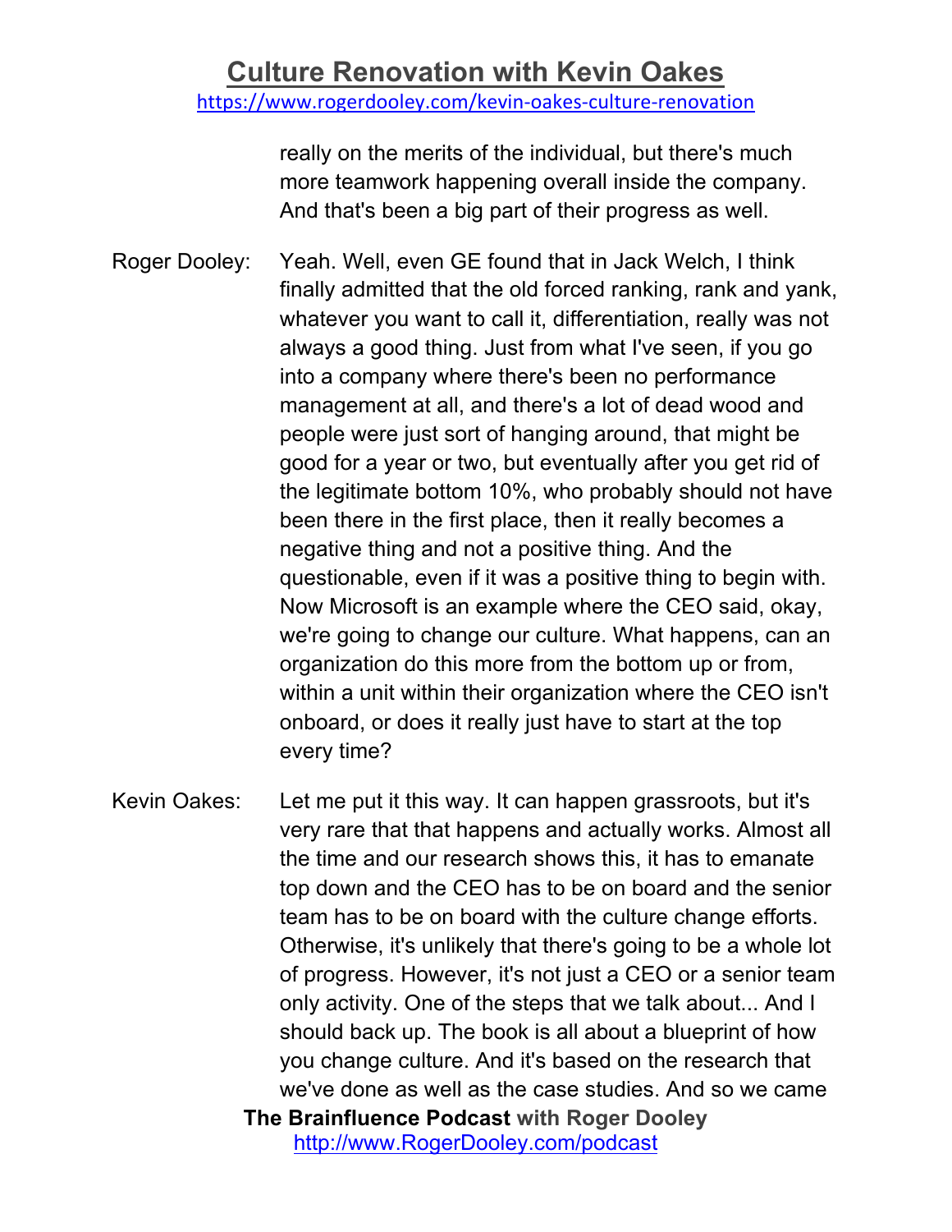really on the merits of the individual, but there's much more teamwork happening overall inside the company. And that's been a big part of their progress as well.

**Roger Dooley:** Yeah. Well, even GE found that in Jack Welch, I think finally admitted that the old forced ranking, rank and yank, whatever you want to call it, differentiation, really was not always a good thing. Just from what I've seen, if you go into a company where there's been no performance management at all, and there's a lot of dead wood and people were just sort of hanging around, that might be good for a year or two, but eventually after you get rid of the legitimate bottom 10%, who probably should not have been there in the first place, then it really becomes a negative thing and not a positive thing. And the questionable, even if it was a positive thing to begin with. Now Microsoft is an example where the CEO said, okay, we're going to change our culture. What happens, can an organization do this more from the bottom up or from, within a unit within their organization where the CEO isn't onboard, or does it really just have to start at the top every time?

**Kevin Oakes:** Let me put it this way. It can happen grassroots, but it's very rare that that happens and actually works. Almost all the time and our research shows this, it has to emanate top down and the CEO has to be on board and the senior team has to be on board with the culture change efforts. Otherwise, it's unlikely that there's going to be a whole lot of progress. However, it's not just a CEO or a senior team only activity. One of the steps that we talk about... And I should back up. The book is all about a blueprint of how you change culture. And it's based on the research that we've done as well as the case studies. And so we came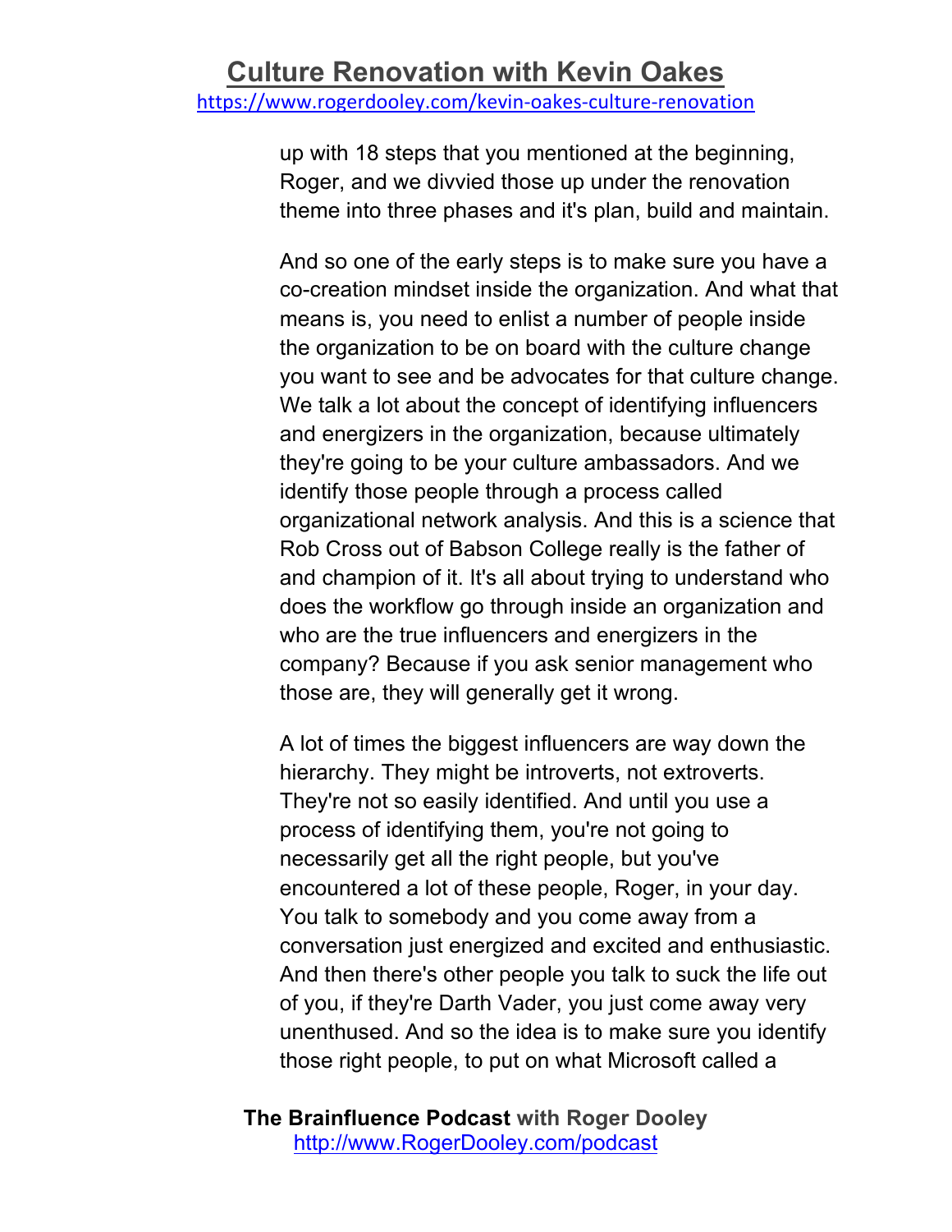up with 18 steps that you mentioned at the beginning, Roger, and we divvied those up under the renovation theme into three phases and it's plan, build and maintain.

And so one of the early steps is to make sure you have a co-creation mindset inside the organization. And what that means is, you need to enlist a number of people inside the organization to be on board with the culture change you want to see and be advocates for that culture change. We talk a lot about the concept of identifying influencers and energizers in the organization, because ultimately they're going to be your culture ambassadors. And we identify those people through a process called organizational network analysis. And this is a science that Rob Cross out of Babson College really is the father of and champion of it. It's all about trying to understand who does the workflow go through inside an organization and who are the true influencers and energizers in the company? Because if you ask senior management who those are, they will generally get it wrong.

A lot of times the biggest influencers are way down the hierarchy. They might be introverts, not extroverts. They're not so easily identified. And until you use a process of identifying them, you're not going to necessarily get all the right people, but you've encountered a lot of these people, Roger, in your day. You talk to somebody and you come away from a conversation just energized and excited and enthusiastic. And then there's other people you talk to suck the life out of you, if they're Darth Vader, you just come away very unenthused. And so the idea is to make sure you identify those right people, to put on what Microsoft called a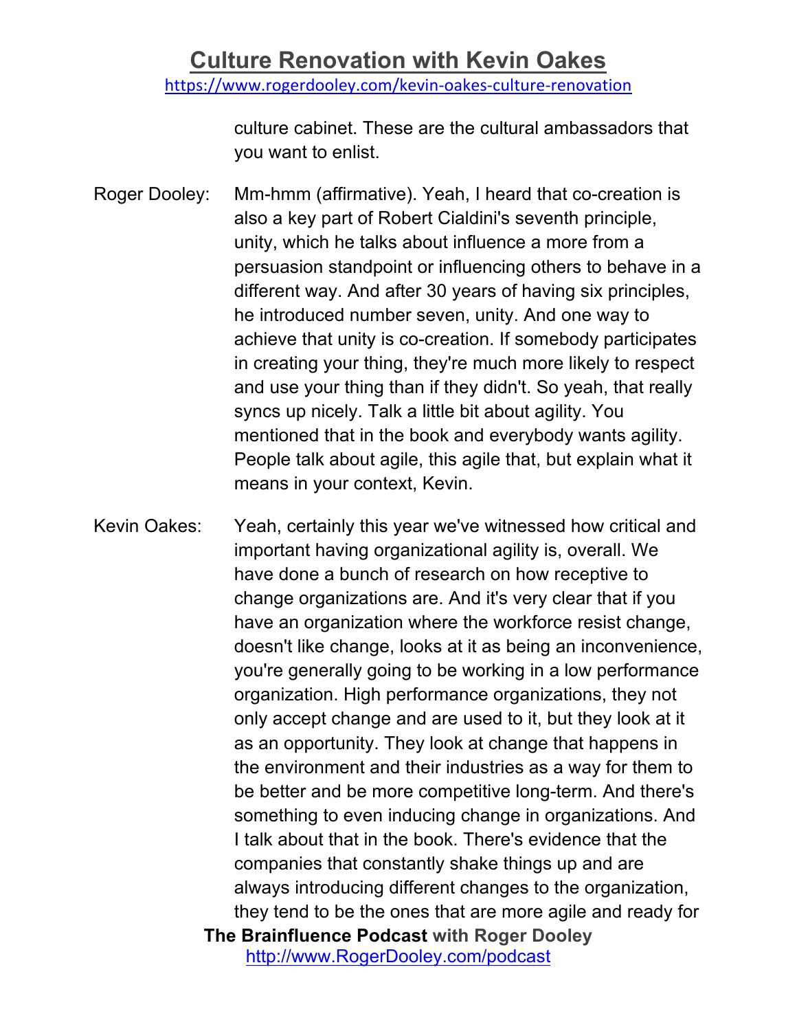culture cabinet. These are the cultural ambassadors that you want to enlist.

Roger Dooley: Mm-hmm (affirmative). Yeah, I heard that co-creation is also a key part of Robert Cialdini's seventh principle, unity, which he talks about influence a more from a persuasion standpoint or influencing others to behave in a different way. And after 30 years of having six principles, he introduced number seven, unity. And one way to achieve that unity is co-creation. If somebody participates in creating your thing, they're much more likely to respect and use your thing than if they didn't. So yeah, that really syncs up nicely. Talk a little bit about agility. You mentioned that in the book and everybody wants agility. People talk about agile, this agile that, but explain what it means in your context, Kevin.

Kevin Oakes: Yeah, certainly this year we've witnessed how critical and important having organizational agility is, overall. We have done a bunch of research on how receptive to change organizations are. And it's very clear that if you have an organization where the workforce resist change, doesn't like change, looks at it as being an inconvenience, you're generally going to be working in a low performance organization. High performance organizations, they not only accept change and are used to it, but they look at it as an opportunity. They look at change that happens in the environment and their industries as a way for them to be better and be more competitive long-term. And there's something to even inducing change in organizations. And I talk about that in the book. There's evidence that the companies that constantly shake things up and are always introducing different changes to the organization, they tend to be the ones that are more agile and ready for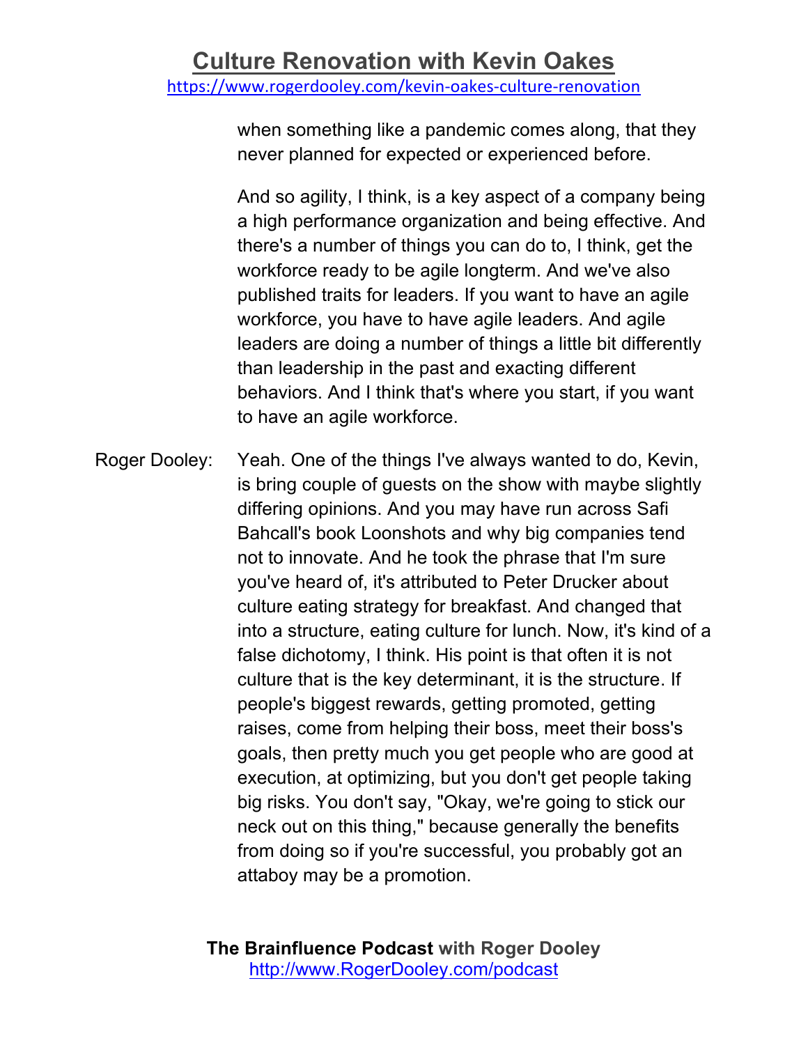when something like a pandemic comes along, that they never planned for expected or experienced before.

And so agility, I think, is a key aspect of a company being a high performance organization and being effective. And there's a number of things you can do to, I think, get the workforce ready to be agile longterm. And we've also published traits for leaders. If you want to have an agile workforce, you have to have agile leaders. And agile leaders are doing a number of things a little bit differently than leadership in the past and exacting different behaviors. And I think that's where you start, if you want to have an agile workforce.

Roger Dooley: Yeah. One of the things I've always wanted to do, Kevin, is bring couple of guests on the show with maybe slightly differing opinions. And you may have run across Safi Bahcall's book Loonshots and why big companies tend not to innovate. And he took the phrase that I'm sure you've heard of, it's attributed to Peter Drucker about culture eating strategy for breakfast. And changed that into a structure, eating culture for lunch. Now, it's kind of a false dichotomy, I think. His point is that often it is not culture that is the key determinant, it is the structure. If people's biggest rewards, getting promoted, getting raises, come from helping their boss, meet their boss's goals, then pretty much you get people who are good at execution, at optimizing, but you don't get people taking big risks. You don't say, "Okay, we're going to stick our neck out on this thing," because generally the benefits from doing so if you're successful, you probably got an attaboy may be a promotion.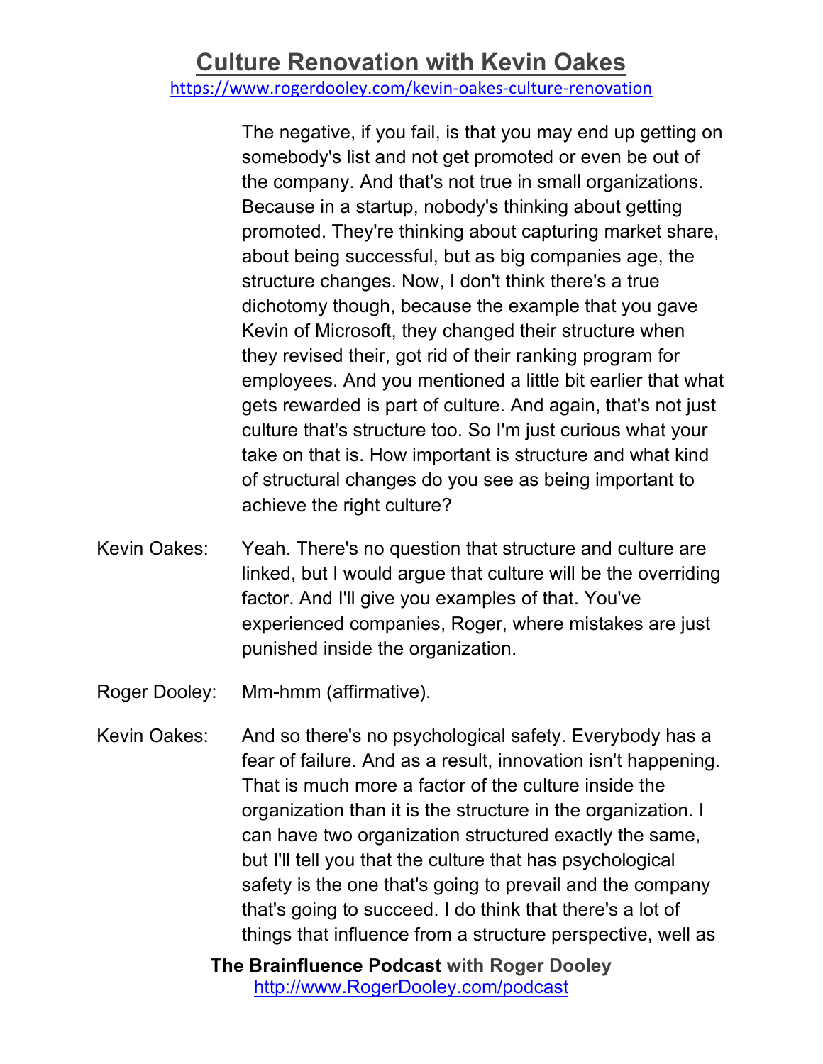The negative, if you fail, is that you may end up getting on somebody's list and not get promoted or even be out of the company. And that's not true in small organizations. Because in a startup, nobody's thinking about getting promoted. They're thinking about capturing market share, about being successful, but as big companies age, the structure changes. Now, I don't think there's a true dichotomy though, because the example that you gave Kevin of Microsoft, they changed their structure when they revised their, got rid of their ranking program for employees. And you mentioned a little bit earlier that what gets rewarded is part of culture. And again, that's not just culture that's structure too. So I'm just curious what your take on that is. How important is structure and what kind of structural changes do you see as being important to achieve the right culture?

Kevin Oakes: Yeah. There's no question that structure and culture are linked, but I would argue that culture will be the overriding factor. And I'll give you examples of that. You've experienced companies, Roger, where mistakes are just punished inside the organization.

Roger Dooley: Mm-hmm (affirmative).

Kevin Oakes: And so there's no psychological safety. Everybody has a fear of failure. And as a result, innovation isn't happening. That is much more a factor of the culture inside the organization than it is the structure in the organization. I can have two organization structured exactly the same, but I'll tell you that the culture that has psychological safety is the one that's going to prevail and the company that's going to succeed. I do think that there's a lot of things that influence from a structure perspective, well as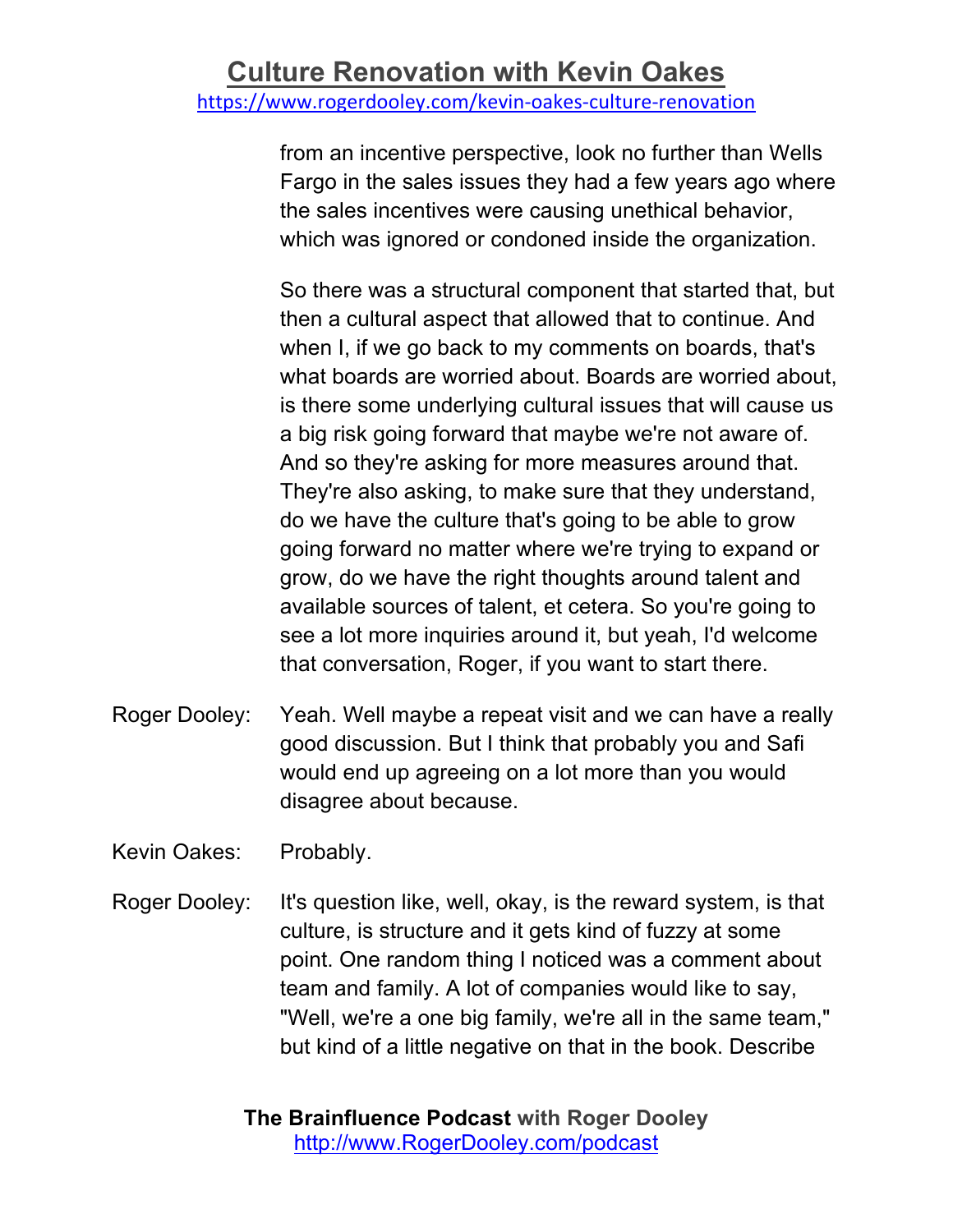from an incentive perspective, look no further than Wells Fargo in the sales issues they had a few years ago where the sales incentives were causing unethical behavior, which was ignored or condoned inside the organization.

So there was a structural component that started that, but then a cultural aspect that allowed that to continue. And when I, if we go back to my comments on boards, that's what boards are worried about. Boards are worried about, is there some underlying cultural issues that will cause us a big risk going forward that maybe we're not aware of. And so they're asking for more measures around that. They're also asking, to make sure that they understand, do we have the culture that's going to be able to grow going forward no matter where we're trying to expand or grow, do we have the right thoughts around talent and available sources of talent, et cetera. So you're going to see a lot more inquiries around it, but yeah, I'd welcome that conversation, Roger, if you want to start there.

Roger Dooley: Yeah. Well maybe a repeat visit and we can have a really good discussion. But I think that probably you and Safi would end up agreeing on a lot more than you would disagree about because.

Kevin Oakes: Probably.

Roger Dooley: It's question like, well, okay, is the reward system, is that culture, is structure and it gets kind of fuzzy at some point. One random thing I noticed was a comment about team and family. A lot of companies would like to say, "Well, we're a one big family, we're all in the same team," but kind of a little negative on that in the book. Describe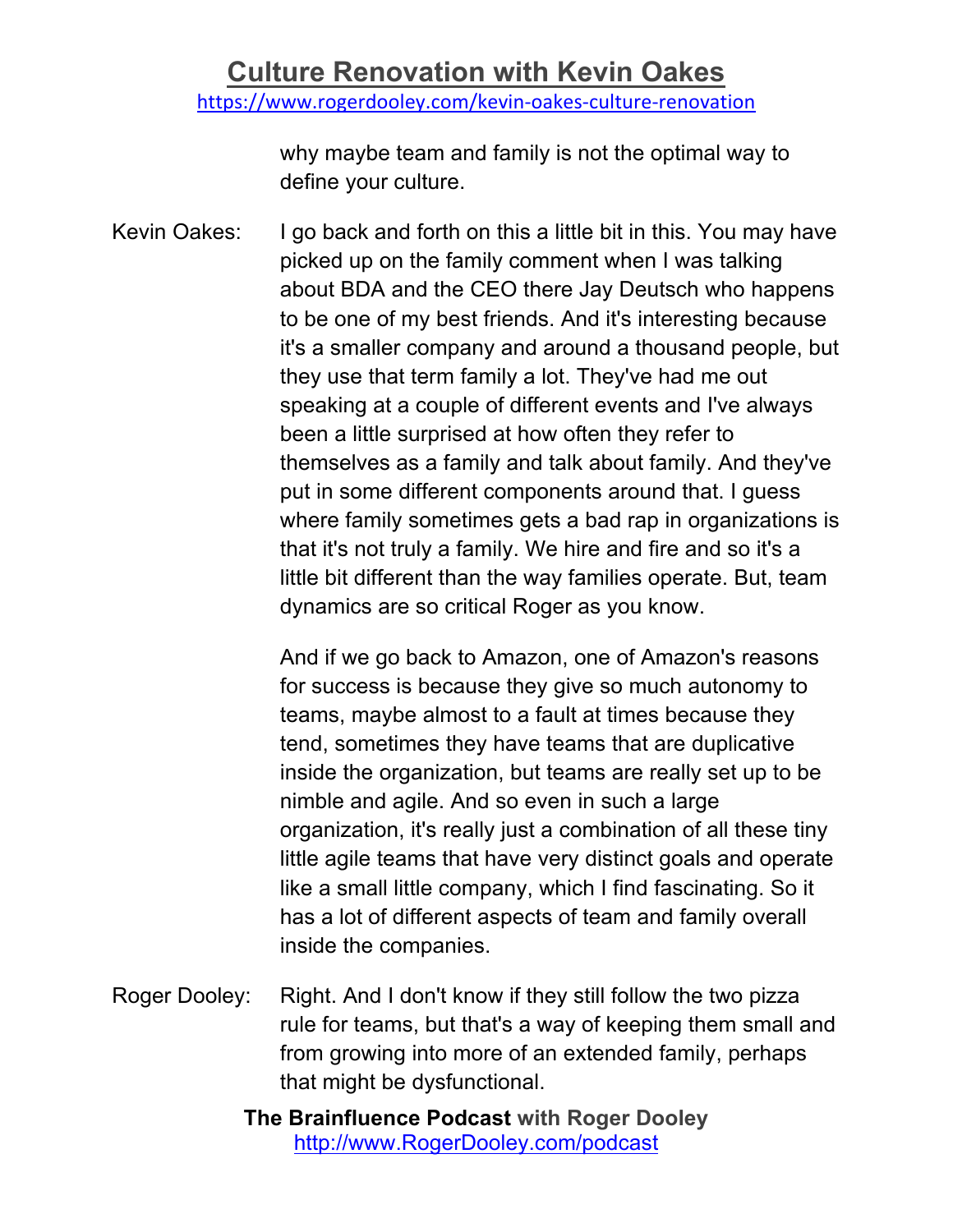why maybe team and family is not the optimal way to define your culture.

Kevin Oakes: I go back and forth on this a little bit in this. You may have picked up on the family comment when I was talking about BDA and the CEO there Jay Deutsch who happens to be one of my best friends. And it's interesting because it's a smaller company and around a thousand people, but they use that term family a lot. They've had me out speaking at a couple of different events and I've always been a little surprised at how often they refer to themselves as a family and talk about family. And they've put in some different components around that. I guess where family sometimes gets a bad rap in organizations is that it's not truly a family. We hire and fire and so it's a little bit different than the way families operate. But, team dynamics are so critical Roger as you know.

And if we go back to Amazon, one of Amazon's reasons for success is because they give so much autonomy to teams, maybe almost to a fault at times because they tend, sometimes they have teams that are duplicative inside the organization, but teams are really set up to be nimble and agile. And so even in such a large organization, it's really just a combination of all these tiny little agile teams that have very distinct goals and operate like a small little company, which I find fascinating. So it has a lot of different aspects of team and family overall inside the companies.

Roger Dooley: Right. And I don't know if they still follow the two pizza rule for teams, but that's a way of keeping them small and from growing into more of an extended family, perhaps that might be dysfunctional.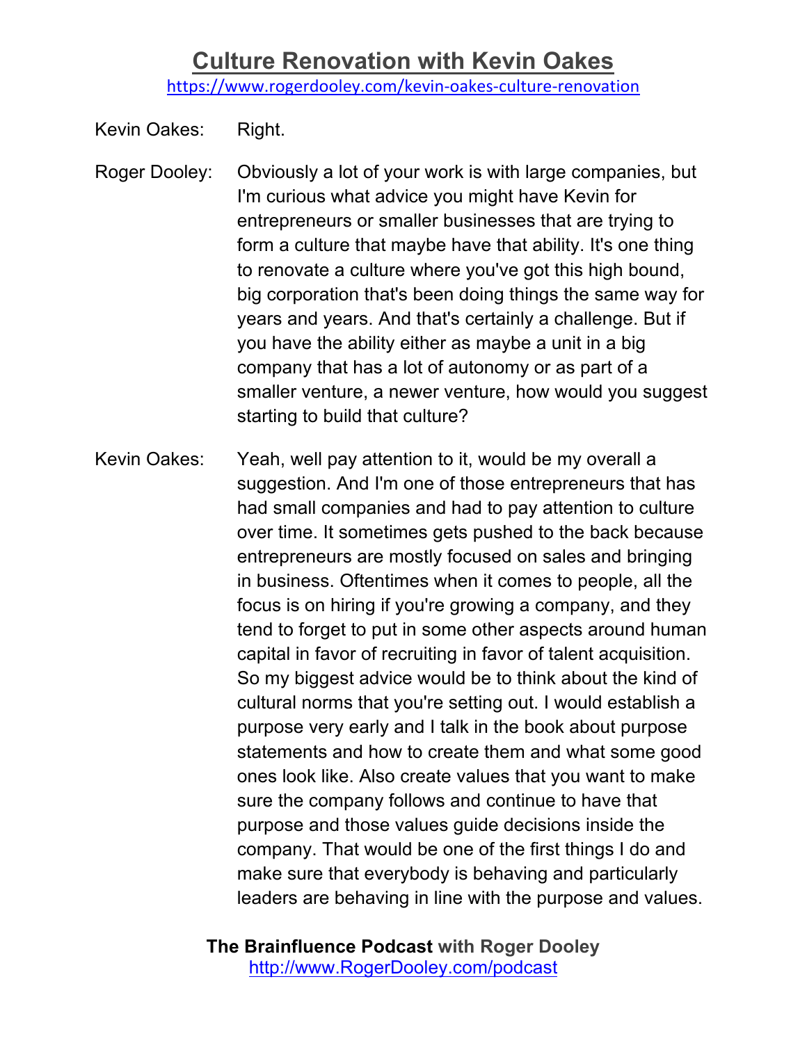Kevin Oakes: Right.

Roger Dooley: Obviously a lot of your work is with large companies, but I'm curious what advice you might have Kevin for entrepreneurs or smaller businesses that are trying to form a culture that maybe have that ability. It's one thing to renovate a culture where you've got this high bound, big corporation that's been doing things the same way for years and years. And that's certainly a challenge. But if you have the ability either as maybe a unit in a big company that has a lot of autonomy or as part of a smaller venture, a newer venture, how would you suggest starting to build that culture?

Kevin Oakes: Yeah, well pay attention to it, would be my overall a suggestion. And I'm one of those entrepreneurs that has had small companies and had to pay attention to culture over time. It sometimes gets pushed to the back because entrepreneurs are mostly focused on sales and bringing in business. Oftentimes when it comes to people, all the focus is on hiring if you're growing a company, and they tend to forget to put in some other aspects around human capital in favor of recruiting in favor of talent acquisition. So my biggest advice would be to think about the kind of cultural norms that you're setting out. I would establish a purpose very early and I talk in the book about purpose statements and how to create them and what some good ones look like. Also create values that you want to make sure the company follows and continue to have that purpose and those values guide decisions inside the company. That would be one of the first things I do and make sure that everybody is behaving and particularly leaders are behaving in line with the purpose and values.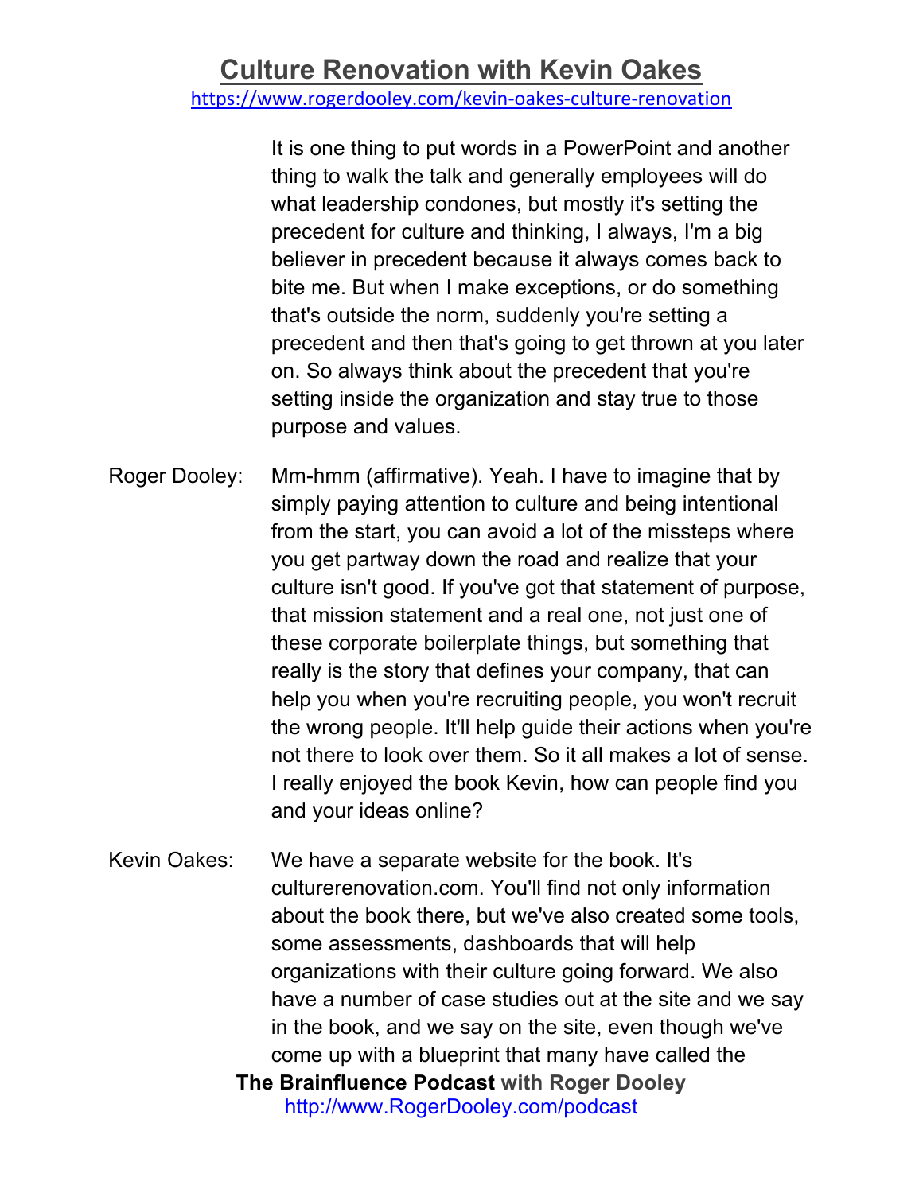It is one thing to put words in a PowerPoint and another thing to walk the talk and generally employees will do what leadership condones, but mostly it's setting the precedent for culture and thinking, I always, I'm a big believer in precedent because it always comes back to bite me. But when I make exceptions, or do something that's outside the norm, suddenly you're setting a precedent and then that's going to get thrown at you later on. So always think about the precedent that you're setting inside the organization and stay true to those purpose and values.

Roger Dooley: Mm-hmm (affirmative). Yeah. I have to imagine that by simply paying attention to culture and being intentional from the start, you can avoid a lot of the missteps where you get partway down the road and realize that your culture isn't good. If you've got that statement of purpose, that mission statement and a real one, not just one of these corporate boilerplate things, but something that really is the story that defines your company, that can help you when you're recruiting people, you won't recruit the wrong people. It'll help guide their actions when you're not there to look over them. So it all makes a lot of sense. I really enjoyed the book Kevin, how can people find you and your ideas online?

Kevin Oakes: We have a separate website for the book. It's culturerenovation.com. You'll find not only information about the book there, but we've also created some tools, some assessments, dashboards that will help organizations with their culture going forward. We also have a number of case studies out at the site and we say in the book, and we say on the site, even though we've come up with a blueprint that many have called the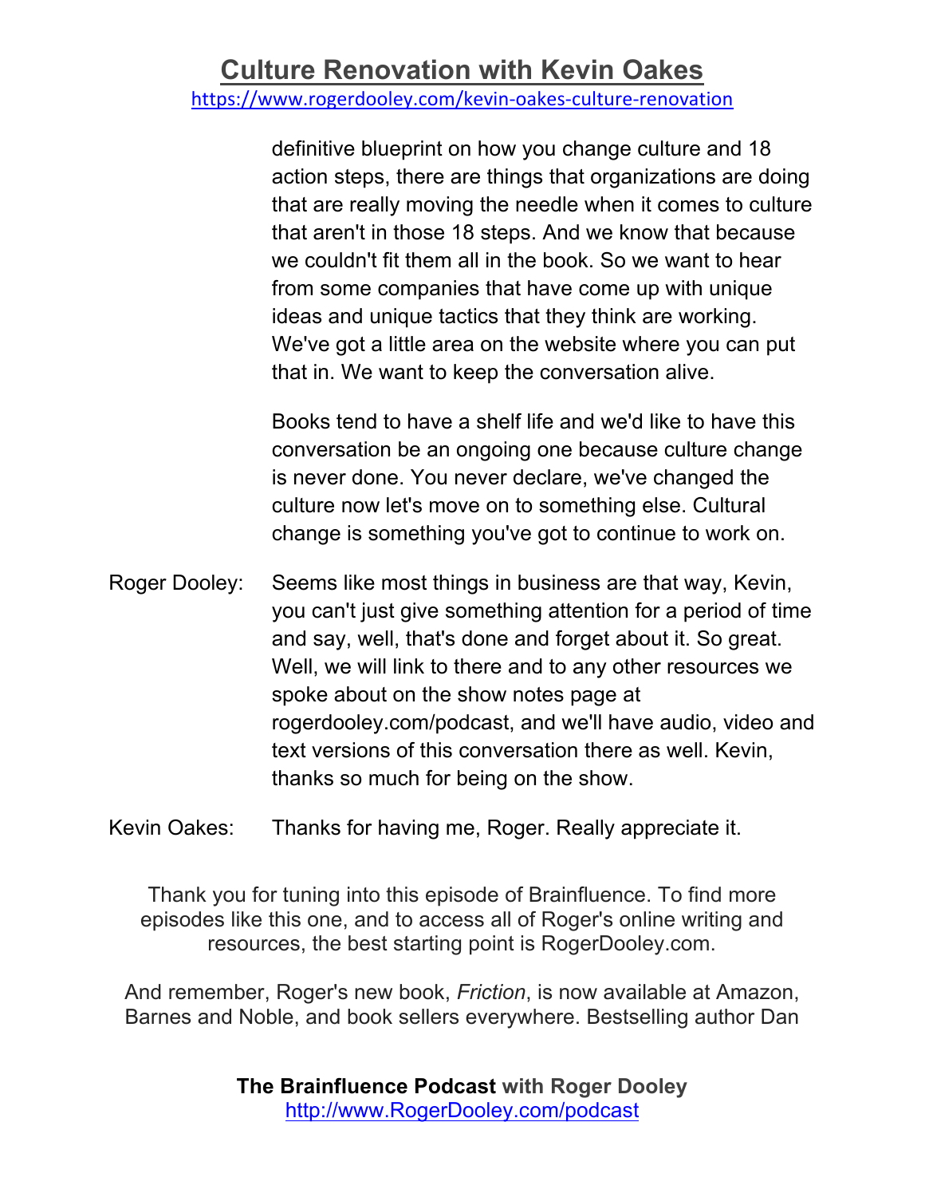definitive blueprint on how you change culture and 18 action steps, there are things that organizations are doing that are really moving the needle when it comes to culture that aren't in those 18 steps. And we know that because we couldn't fit them all in the book. So we want to hear from some companies that have come up with unique ideas and unique tactics that they think are working. We've got a little area on the website where you can put that in. We want to keep the conversation alive.

Books tend to have a shelf life and we'd like to have this conversation be an ongoing one because culture change is never done. You never declare, we've changed the culture now let's move on to something else. Cultural change is something you've got to continue to work on.

Roger Dooley: Seems like most things in business are that way, Kevin, you can't just give something attention for a period of time and say, well, that's done and forget about it. So great. Well, we will link to there and to any other resources we spoke about on the show notes page at rogerdooley.com/podcast, and we'll have audio, video and text versions of this conversation there as well. Kevin, thanks so much for being on the show.

Kevin Oakes: Thanks for having me, Roger. Really appreciate it.

Thank you for tuning into this episode of Brainfluence. To find more episodes like this one, and to access all of Roger's online writing and resources, the best starting point is RogerDooley.com.

And remember, Roger's new book, *Friction*, is now available at Amazon, Barnes and Noble, and book sellers everywhere. Bestselling author Dan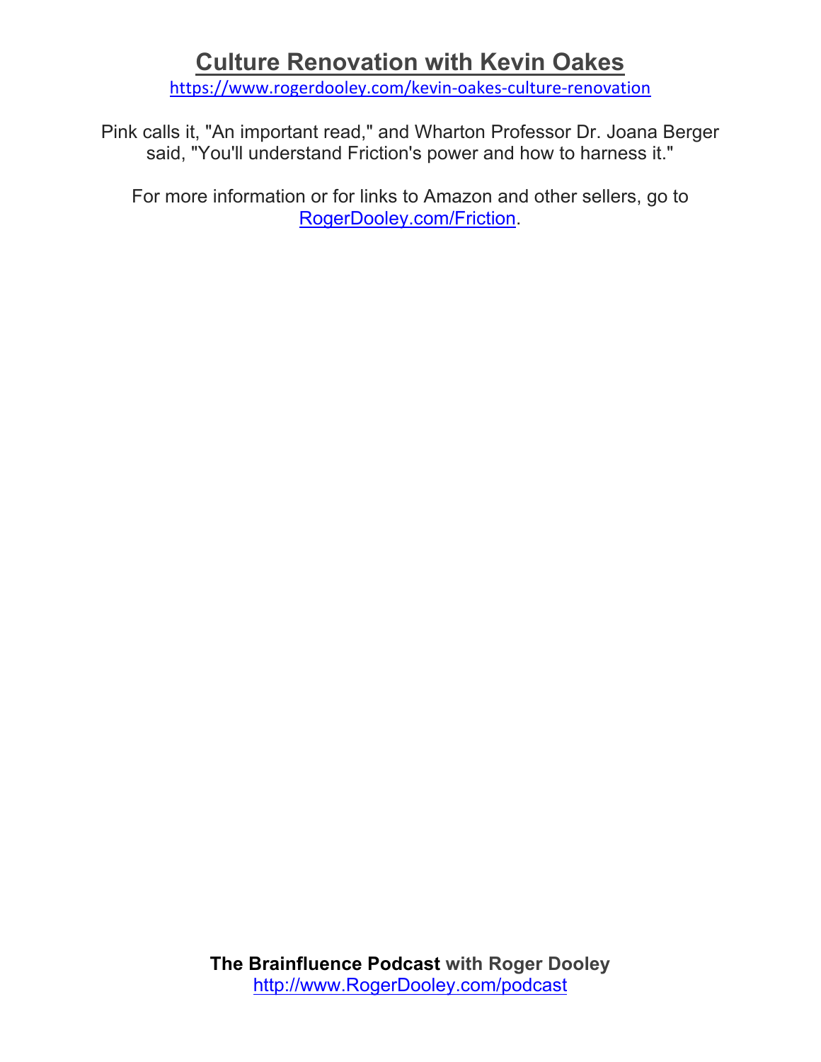Pink calls it, "An important read," and Wharton Professor Dr. Joana Berger said, "You'll understand Friction's power and how to harness it."

For more information or for links to Amazon and other sellers, go to RogerDooley.com/Friction.